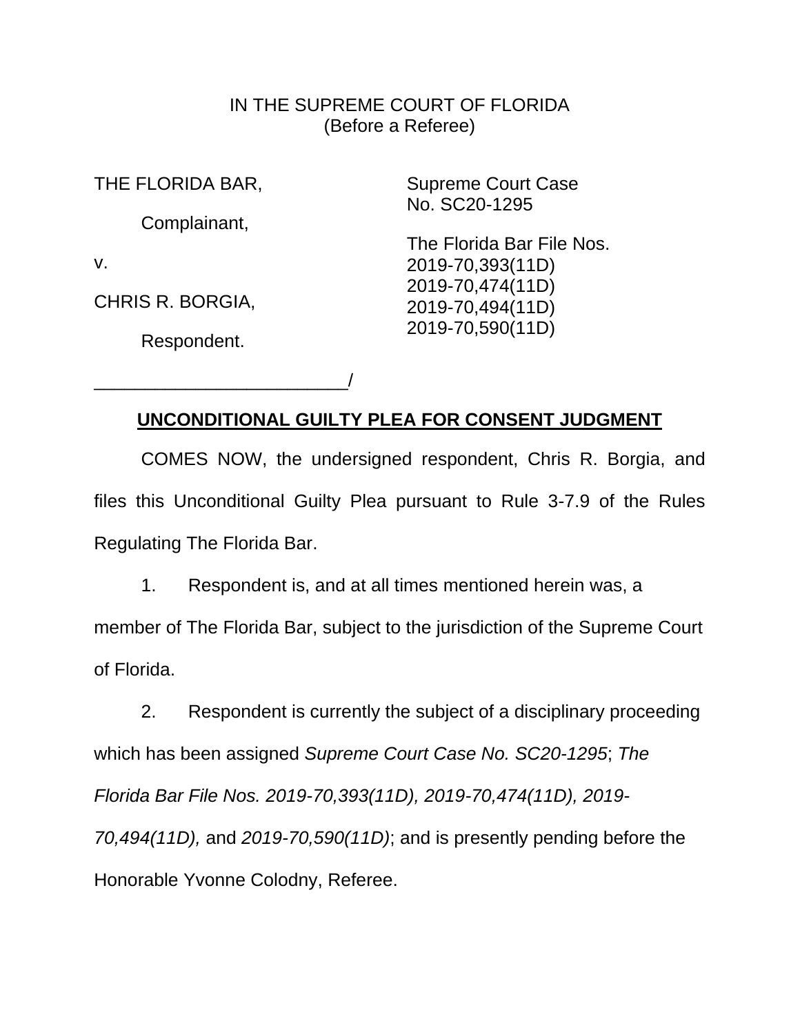IN THE SUPREME COURT OF FLORIDA
(Before a Referee)

THE FLORIDA BAR,

Complainant,

v.

CHRIS R. BORGIA,

Respondent.

_________________________/

Supreme Court Case
No. SC20-1295

The Florida Bar File Nos.
2019-70,393(11D)
2019-70,474(11D)
2019-70,494(11D)
2019-70,590(11D)

**UNCONDITIONAL GUILTY PLEA FOR CONSENT JUDGMENT**

COMES NOW, the undersigned respondent, Chris R. Borgia, and files this Unconditional Guilty Plea pursuant to Rule 3-7.9 of the Rules Regulating The Florida Bar.

1. Respondent is, and at all times mentioned herein was, a member of The Florida Bar, subject to the jurisdiction of the Supreme Court of Florida.

2. Respondent is currently the subject of a disciplinary proceeding which has been assigned *Supreme Court Case No. SC20-1295*; *The Florida Bar File Nos. 2019-70,393(11D), 2019-70,474(11D), 2019-70,494(11D),* and *2019-70,590(11D)*; and is presently pending before the Honorable Yvonne Colodny, Referee.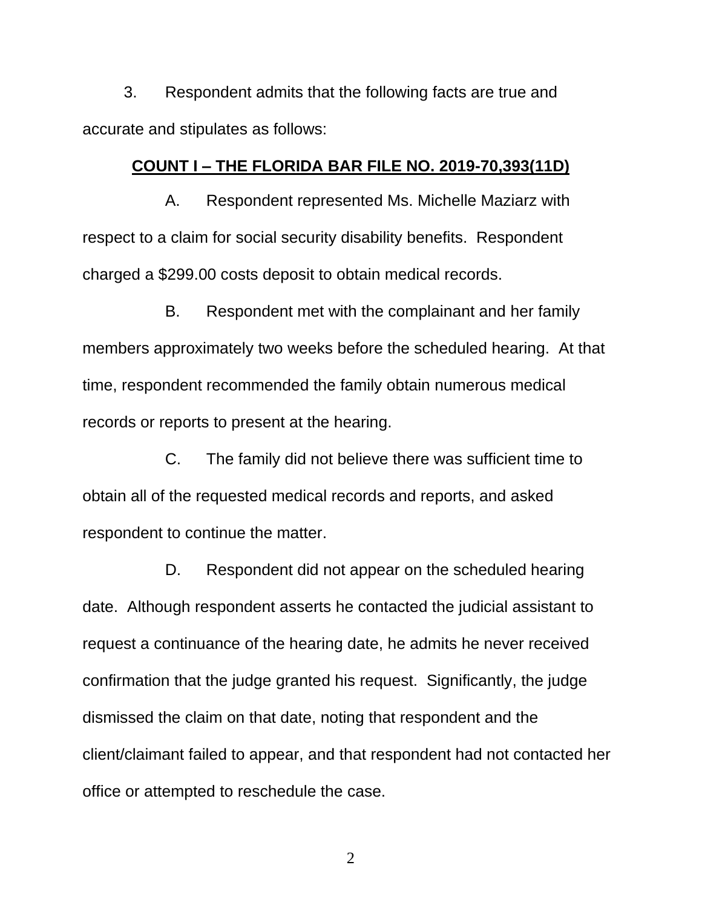3. Respondent admits that the following facts are true and accurate and stipulates as follows:

**COUNT I – THE FLORIDA BAR FILE NO. 2019-70,393(11D)**

A. Respondent represented Ms. Michelle Maziarz with respect to a claim for social security disability benefits. Respondent charged a $299.00 costs deposit to obtain medical records.

B. Respondent met with the complainant and her family members approximately two weeks before the scheduled hearing. At that time, respondent recommended the family obtain numerous medical records or reports to present at the hearing.

C. The family did not believe there was sufficient time to obtain all of the requested medical records and reports, and asked respondent to continue the matter.

D. Respondent did not appear on the scheduled hearing date. Although respondent asserts he contacted the judicial assistant to request a continuance of the hearing date, he admits he never received confirmation that the judge granted his request. Significantly, the judge dismissed the claim on that date, noting that respondent and the client/claimant failed to appear, and that respondent had not contacted her office or attempted to reschedule the case.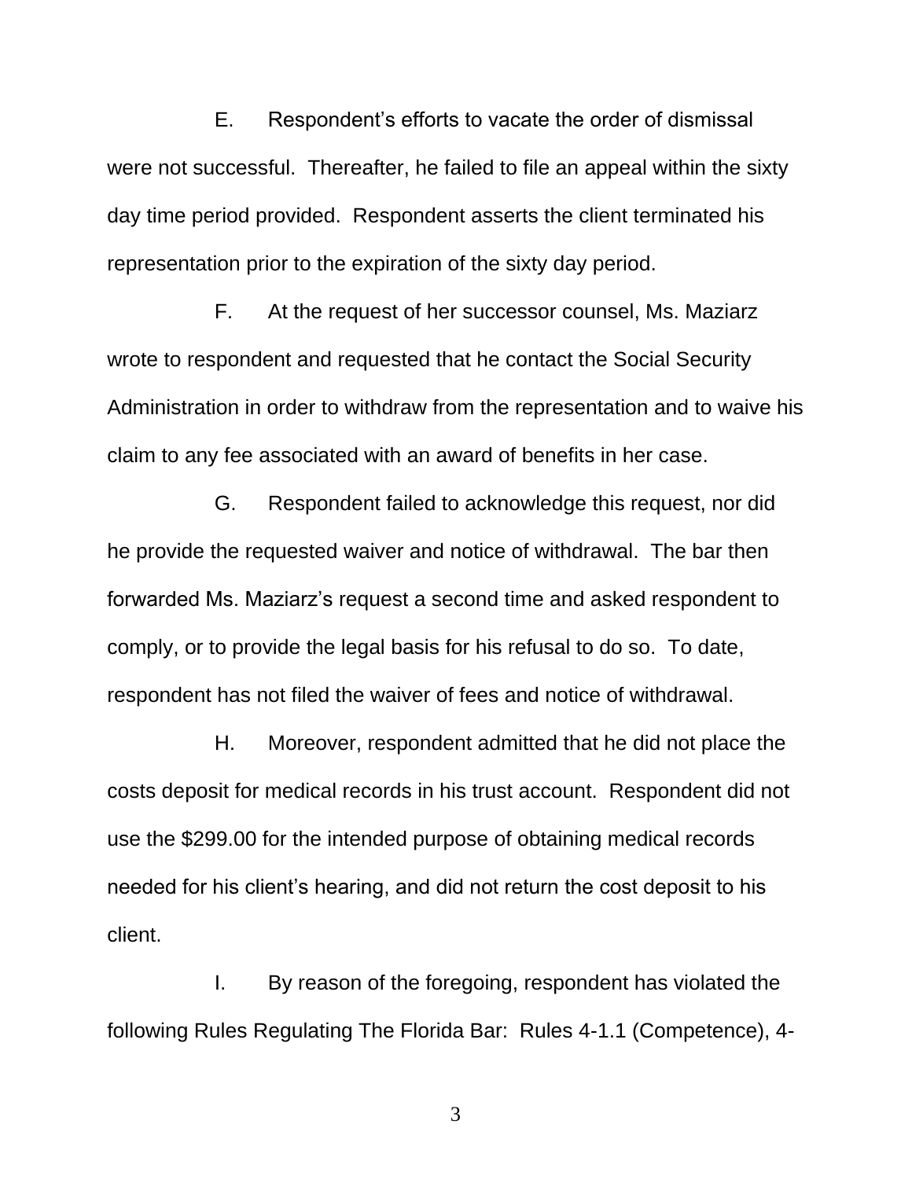E. Respondent's efforts to vacate the order of dismissal were not successful. Thereafter, he failed to file an appeal within the sixty day time period provided. Respondent asserts the client terminated his representation prior to the expiration of the sixty day period.

F. At the request of her successor counsel, Ms. Maziarz wrote to respondent and requested that he contact the Social Security Administration in order to withdraw from the representation and to waive his claim to any fee associated with an award of benefits in her case.

G. Respondent failed to acknowledge this request, nor did he provide the requested waiver and notice of withdrawal. The bar then forwarded Ms. Maziarz's request a second time and asked respondent to comply, or to provide the legal basis for his refusal to do so. To date, respondent has not filed the waiver of fees and notice of withdrawal.

H. Moreover, respondent admitted that he did not place the costs deposit for medical records in his trust account. Respondent did not use the $299.00 for the intended purpose of obtaining medical records needed for his client's hearing, and did not return the cost deposit to his client.

I. By reason of the foregoing, respondent has violated the following Rules Regulating The Florida Bar: Rules 4-1.1 (Competence), 4-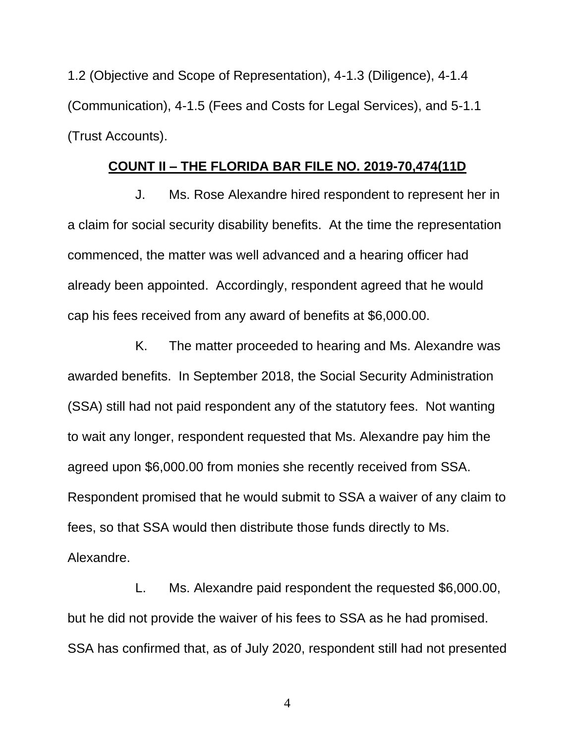1.2 (Objective and Scope of Representation), 4-1.3 (Diligence), 4-1.4 (Communication), 4-1.5 (Fees and Costs for Legal Services), and 5-1.1 (Trust Accounts).

**COUNT II – THE FLORIDA BAR FILE NO. 2019-70,474(11D**

J. Ms. Rose Alexandre hired respondent to represent her in a claim for social security disability benefits. At the time the representation commenced, the matter was well advanced and a hearing officer had already been appointed. Accordingly, respondent agreed that he would cap his fees received from any award of benefits at $6,000.00.

K. The matter proceeded to hearing and Ms. Alexandre was awarded benefits. In September 2018, the Social Security Administration (SSA) still had not paid respondent any of the statutory fees. Not wanting to wait any longer, respondent requested that Ms. Alexandre pay him the agreed upon $6,000.00 from monies she recently received from SSA. Respondent promised that he would submit to SSA a waiver of any claim to fees, so that SSA would then distribute those funds directly to Ms. Alexandre.

L. Ms. Alexandre paid respondent the requested $6,000.00, but he did not provide the waiver of his fees to SSA as he had promised. SSA has confirmed that, as of July 2020, respondent still had not presented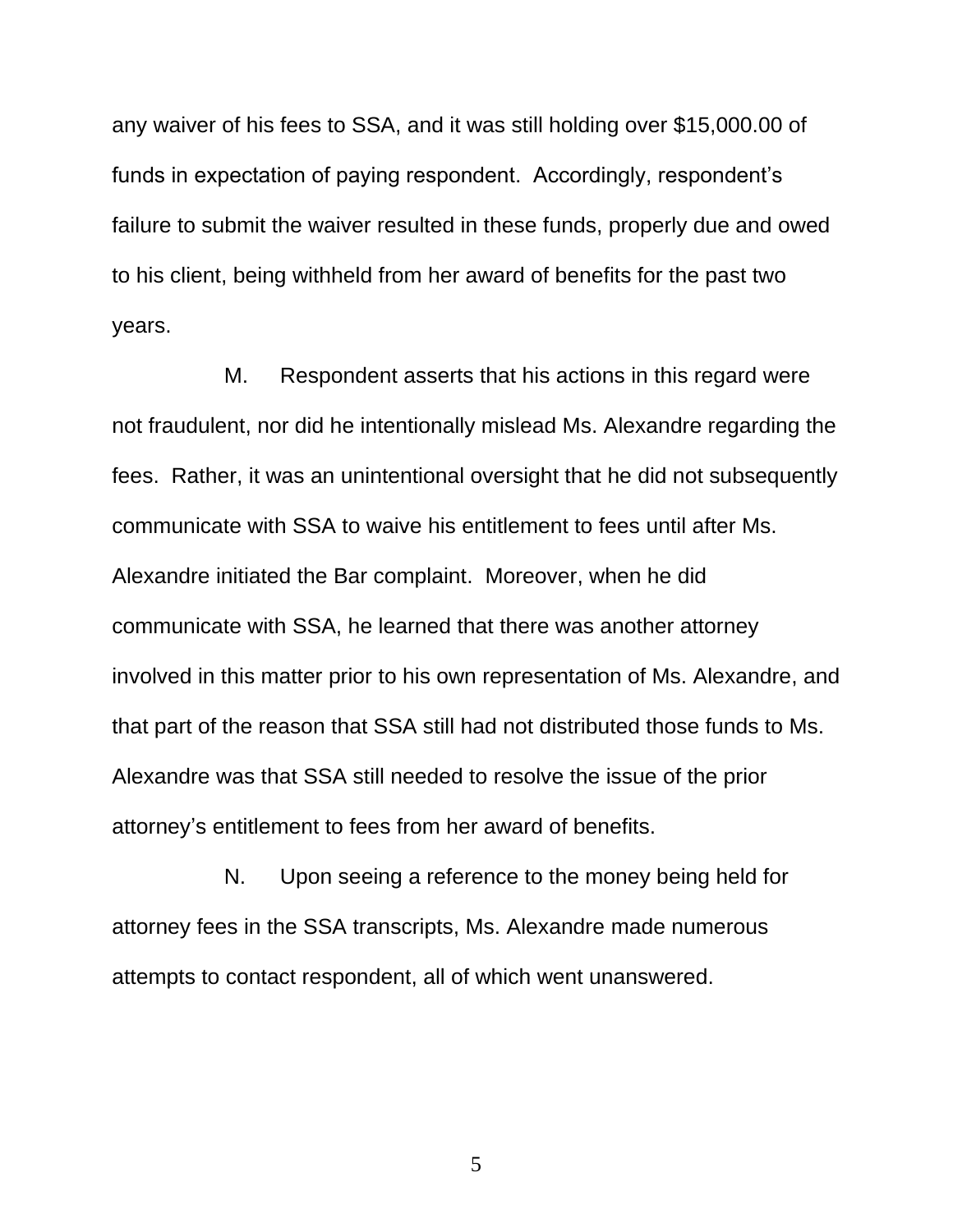any waiver of his fees to SSA, and it was still holding over $15,000.00 of funds in expectation of paying respondent. Accordingly, respondent's failure to submit the waiver resulted in these funds, properly due and owed to his client, being withheld from her award of benefits for the past two years.

M. Respondent asserts that his actions in this regard were not fraudulent, nor did he intentionally mislead Ms. Alexandre regarding the fees. Rather, it was an unintentional oversight that he did not subsequently communicate with SSA to waive his entitlement to fees until after Ms. Alexandre initiated the Bar complaint. Moreover, when he did communicate with SSA, he learned that there was another attorney involved in this matter prior to his own representation of Ms. Alexandre, and that part of the reason that SSA still had not distributed those funds to Ms. Alexandre was that SSA still needed to resolve the issue of the prior attorney's entitlement to fees from her award of benefits.

N. Upon seeing a reference to the money being held for attorney fees in the SSA transcripts, Ms. Alexandre made numerous attempts to contact respondent, all of which went unanswered.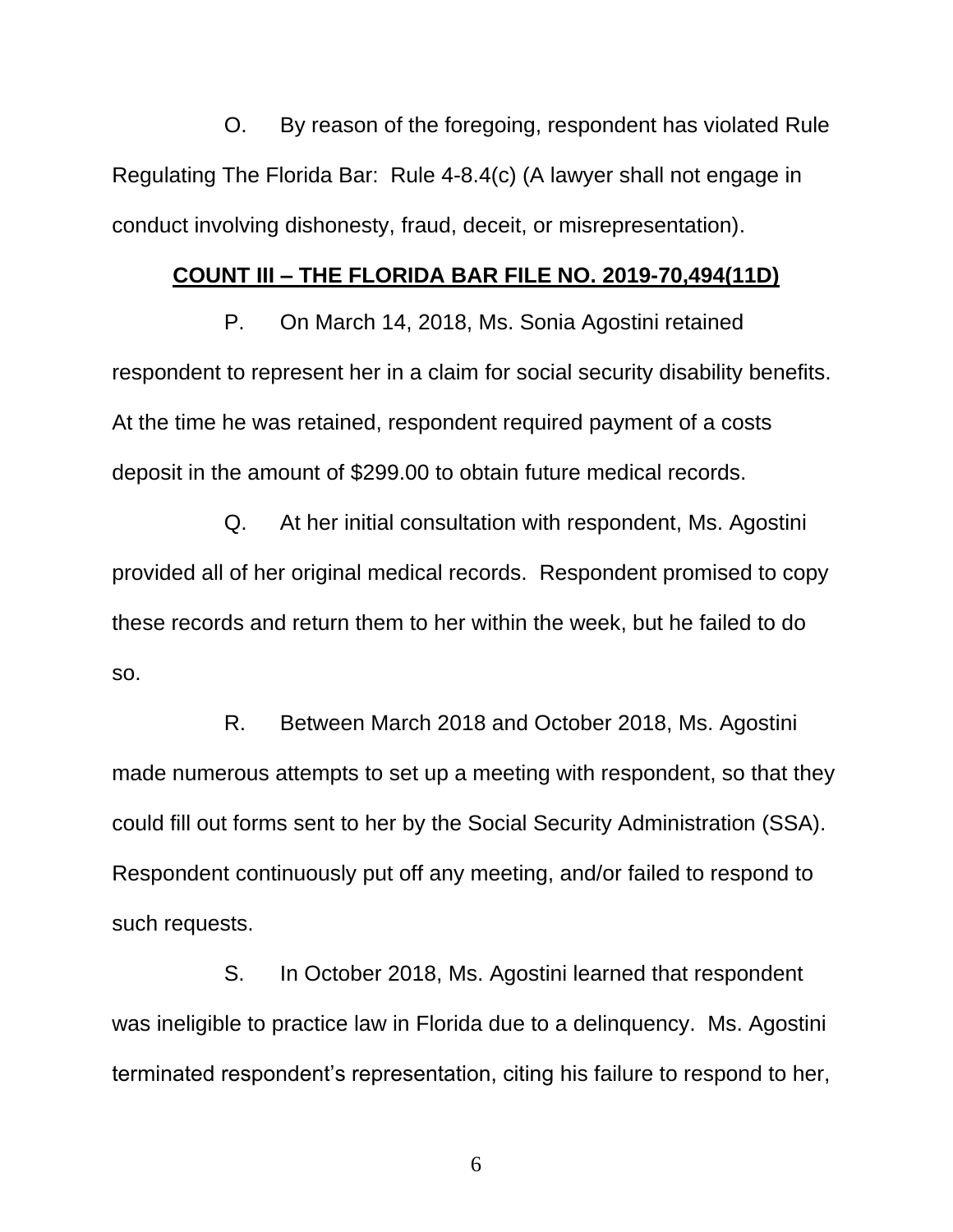O. By reason of the foregoing, respondent has violated Rule Regulating The Florida Bar: Rule 4-8.4(c) (A lawyer shall not engage in conduct involving dishonesty, fraud, deceit, or misrepresentation).

## **COUNT III – THE FLORIDA BAR FILE NO. 2019-70,494(11D)**

P. On March 14, 2018, Ms. Sonia Agostini retained respondent to represent her in a claim for social security disability benefits. At the time he was retained, respondent required payment of a costs deposit in the amount of $299.00 to obtain future medical records.

Q. At her initial consultation with respondent, Ms. Agostini provided all of her original medical records. Respondent promised to copy these records and return them to her within the week, but he failed to do so.

R. Between March 2018 and October 2018, Ms. Agostini made numerous attempts to set up a meeting with respondent, so that they could fill out forms sent to her by the Social Security Administration (SSA). Respondent continuously put off any meeting, and/or failed to respond to such requests.

S. In October 2018, Ms. Agostini learned that respondent was ineligible to practice law in Florida due to a delinquency. Ms. Agostini terminated respondent's representation, citing his failure to respond to her,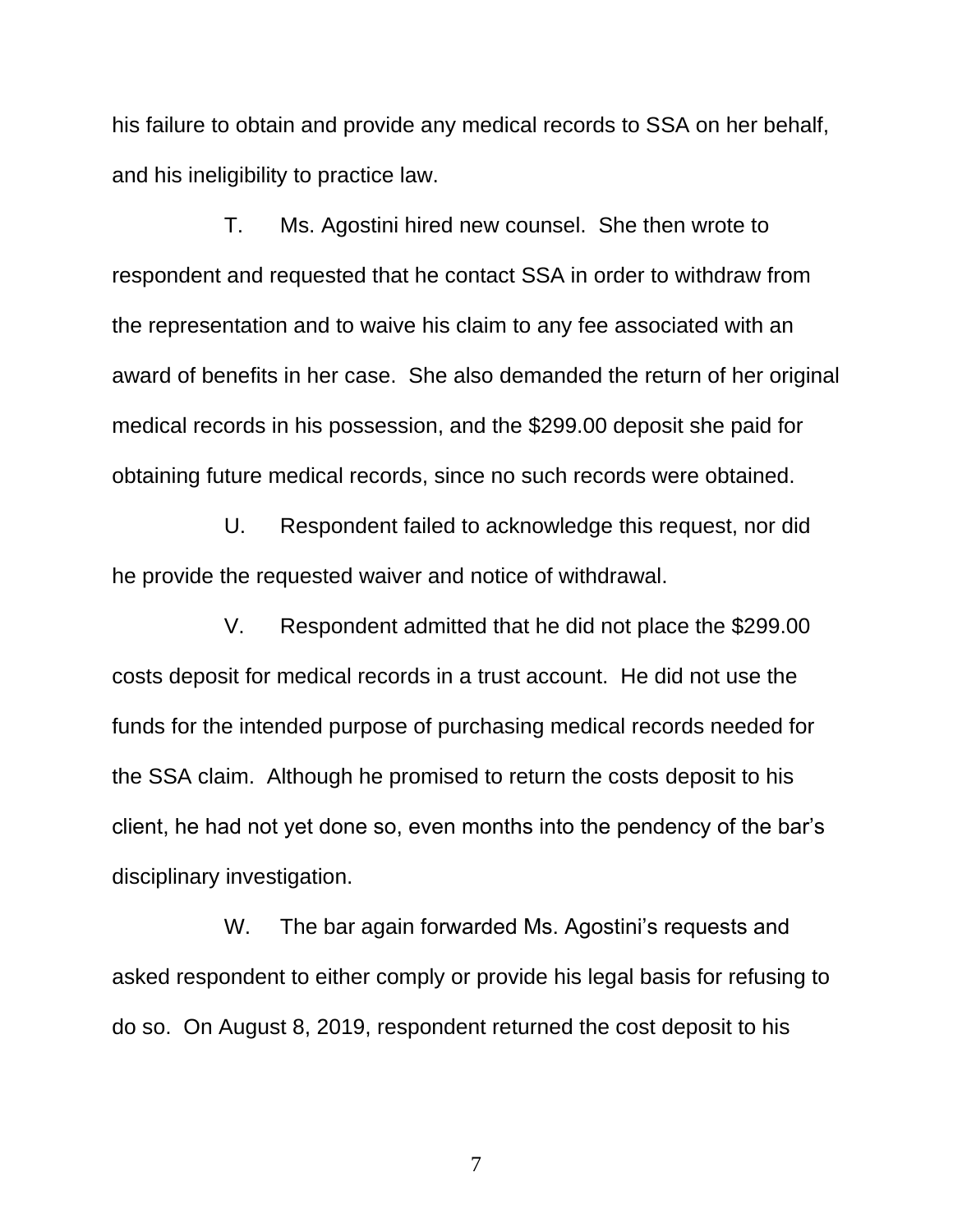his failure to obtain and provide any medical records to SSA on her behalf, and his ineligibility to practice law.

T. Ms. Agostini hired new counsel. She then wrote to respondent and requested that he contact SSA in order to withdraw from the representation and to waive his claim to any fee associated with an award of benefits in her case. She also demanded the return of her original medical records in his possession, and the $299.00 deposit she paid for obtaining future medical records, since no such records were obtained.

U. Respondent failed to acknowledge this request, nor did he provide the requested waiver and notice of withdrawal.

V. Respondent admitted that he did not place the $299.00 costs deposit for medical records in a trust account. He did not use the funds for the intended purpose of purchasing medical records needed for the SSA claim. Although he promised to return the costs deposit to his client, he had not yet done so, even months into the pendency of the bar's disciplinary investigation.

W. The bar again forwarded Ms. Agostini's requests and asked respondent to either comply or provide his legal basis for refusing to do so. On August 8, 2019, respondent returned the cost deposit to his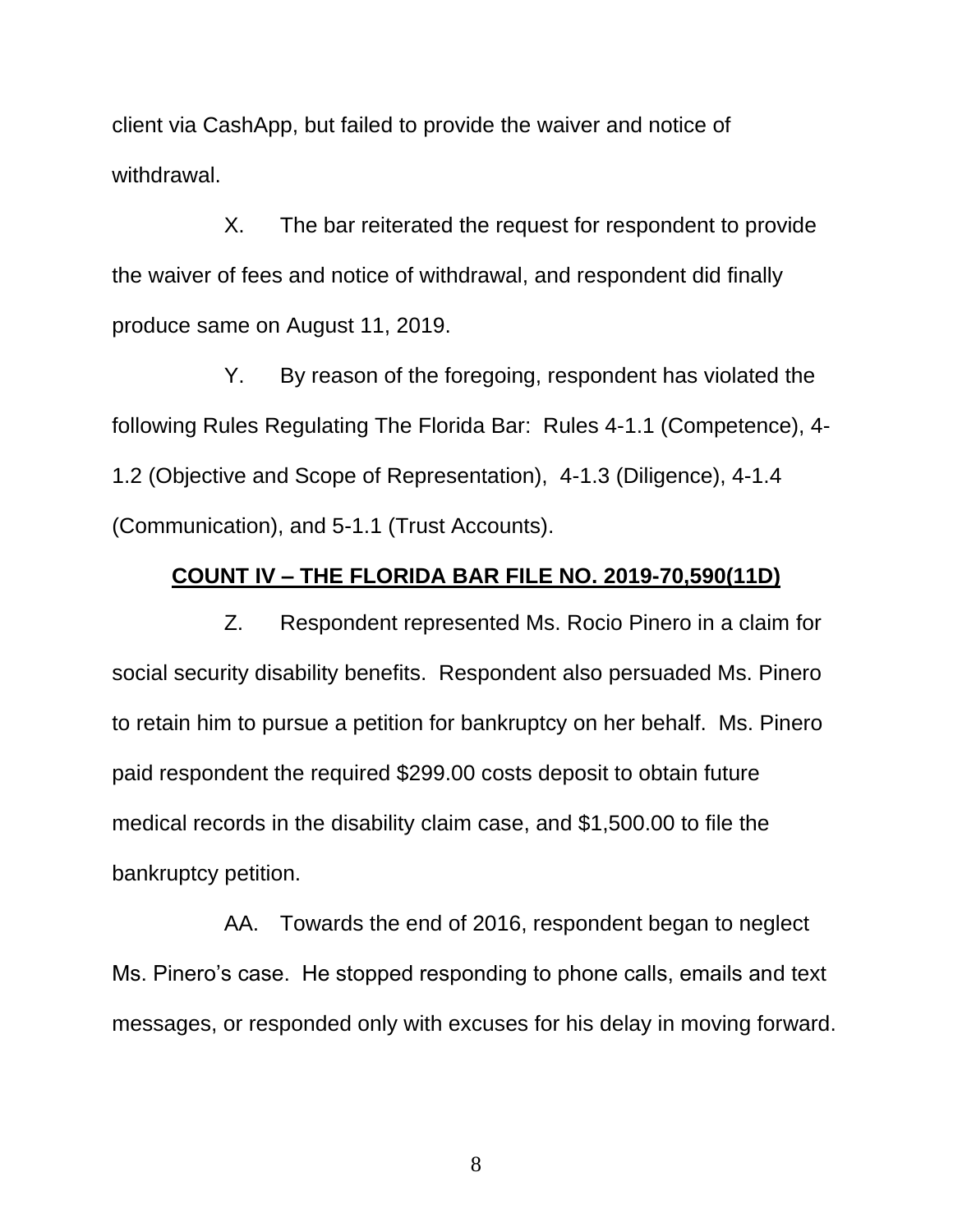client via CashApp, but failed to provide the waiver and notice of withdrawal.

X. The bar reiterated the request for respondent to provide the waiver of fees and notice of withdrawal, and respondent did finally produce same on August 11, 2019.

Y. By reason of the foregoing, respondent has violated the following Rules Regulating The Florida Bar: Rules 4-1.1 (Competence), 4-1.2 (Objective and Scope of Representation), 4-1.3 (Diligence), 4-1.4 (Communication), and 5-1.1 (Trust Accounts).

**COUNT IV – THE FLORIDA BAR FILE NO. 2019-70,590(11D)**

Z. Respondent represented Ms. Rocio Pinero in a claim for social security disability benefits. Respondent also persuaded Ms. Pinero to retain him to pursue a petition for bankruptcy on her behalf. Ms. Pinero paid respondent the required $299.00 costs deposit to obtain future medical records in the disability claim case, and $1,500.00 to file the bankruptcy petition.

AA. Towards the end of 2016, respondent began to neglect Ms. Pinero's case. He stopped responding to phone calls, emails and text messages, or responded only with excuses for his delay in moving forward.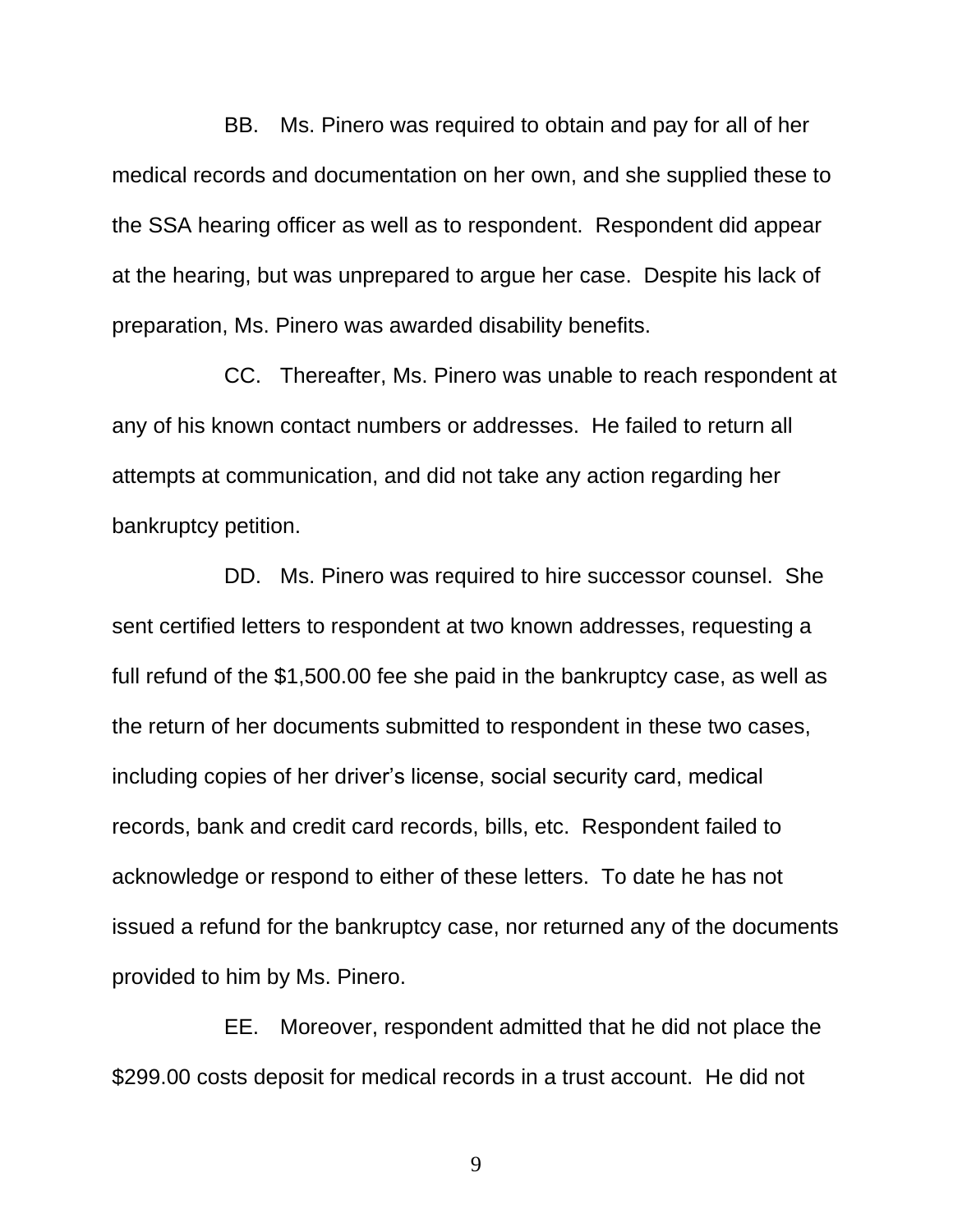BB. Ms. Pinero was required to obtain and pay for all of her medical records and documentation on her own, and she supplied these to the SSA hearing officer as well as to respondent. Respondent did appear at the hearing, but was unprepared to argue her case. Despite his lack of preparation, Ms. Pinero was awarded disability benefits.

CC. Thereafter, Ms. Pinero was unable to reach respondent at any of his known contact numbers or addresses. He failed to return all attempts at communication, and did not take any action regarding her bankruptcy petition.

DD. Ms. Pinero was required to hire successor counsel. She sent certified letters to respondent at two known addresses, requesting a full refund of the $1,500.00 fee she paid in the bankruptcy case, as well as the return of her documents submitted to respondent in these two cases, including copies of her driver's license, social security card, medical records, bank and credit card records, bills, etc. Respondent failed to acknowledge or respond to either of these letters. To date he has not issued a refund for the bankruptcy case, nor returned any of the documents provided to him by Ms. Pinero.

EE. Moreover, respondent admitted that he did not place the $299.00 costs deposit for medical records in a trust account. He did not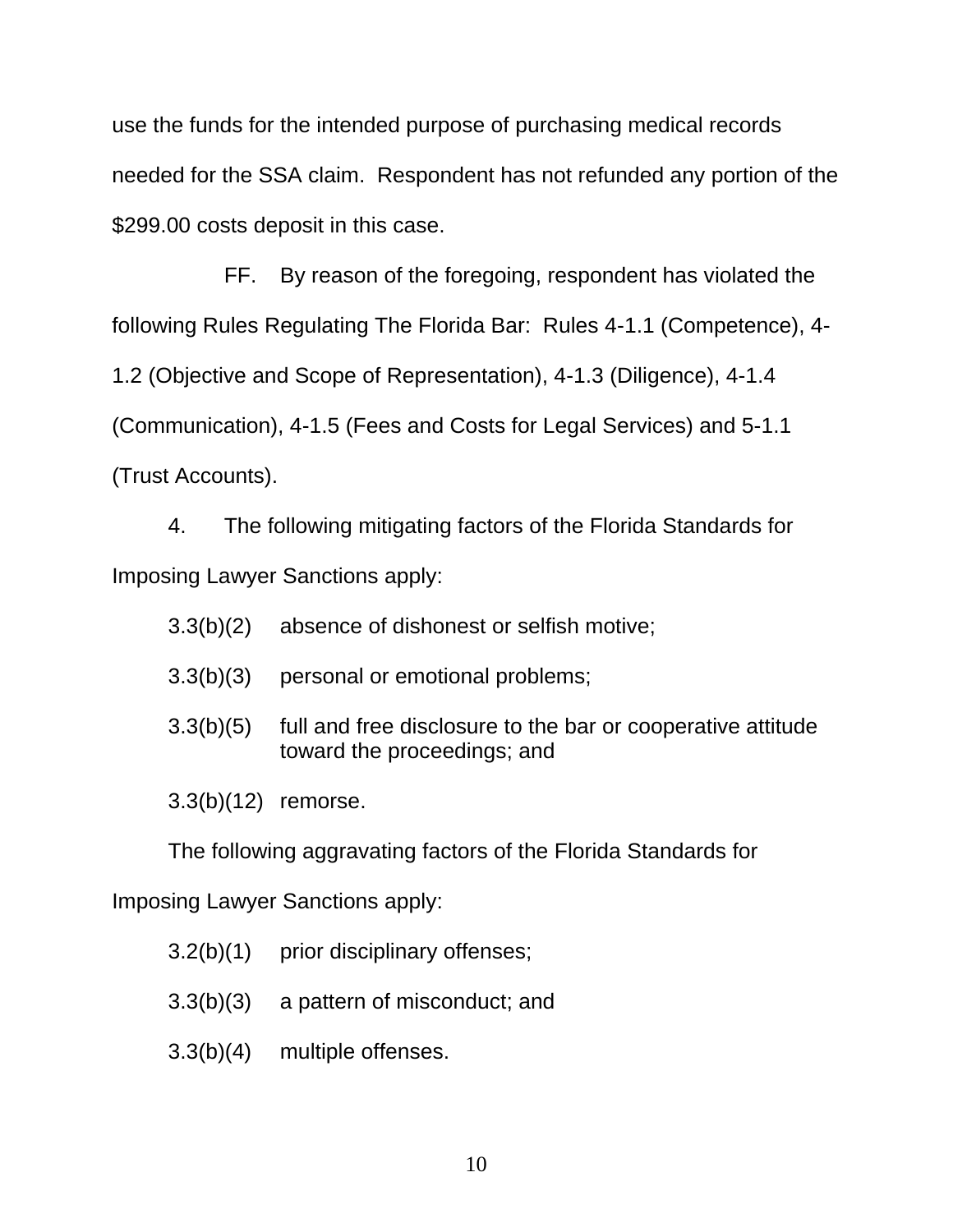use the funds for the intended purpose of purchasing medical records needed for the SSA claim. Respondent has not refunded any portion of the $299.00 costs deposit in this case.

FF. By reason of the foregoing, respondent has violated the following Rules Regulating The Florida Bar: Rules 4-1.1 (Competence), 4-1.2 (Objective and Scope of Representation), 4-1.3 (Diligence), 4-1.4 (Communication), 4-1.5 (Fees and Costs for Legal Services) and 5-1.1 (Trust Accounts).

4. The following mitigating factors of the Florida Standards for Imposing Lawyer Sanctions apply:

3.3(b)(2) absence of dishonest or selfish motive;

3.3(b)(3) personal or emotional problems;

3.3(b)(5) full and free disclosure to the bar or cooperative attitude toward the proceedings; and

3.3(b)(12) remorse.

The following aggravating factors of the Florida Standards for Imposing Lawyer Sanctions apply:

3.2(b)(1) prior disciplinary offenses;

3.3(b)(3) a pattern of misconduct; and

3.3(b)(4) multiple offenses.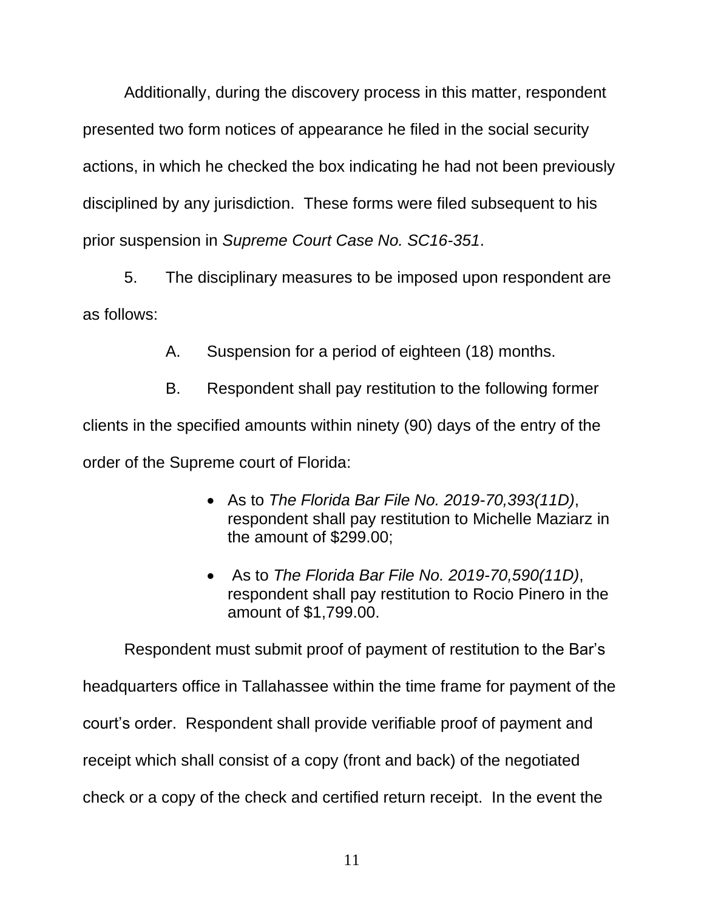Additionally, during the discovery process in this matter, respondent presented two form notices of appearance he filed in the social security actions, in which he checked the box indicating he had not been previously disciplined by any jurisdiction. These forms were filed subsequent to his prior suspension in *Supreme Court Case No. SC16-351*.

5. The disciplinary measures to be imposed upon respondent are as follows:

A. Suspension for a period of eighteen (18) months.

B. Respondent shall pay restitution to the following former clients in the specified amounts within ninety (90) days of the entry of the order of the Supreme court of Florida:

- As to *The Florida Bar File No. 2019-70,393(11D)*, respondent shall pay restitution to Michelle Maziarz in the amount of $299.00;
- As to *The Florida Bar File No. 2019-70,590(11D)*, respondent shall pay restitution to Rocio Pinero in the amount of $1,799.00.

Respondent must submit proof of payment of restitution to the Bar's headquarters office in Tallahassee within the time frame for payment of the court's order. Respondent shall provide verifiable proof of payment and receipt which shall consist of a copy (front and back) of the negotiated check or a copy of the check and certified return receipt. In the event the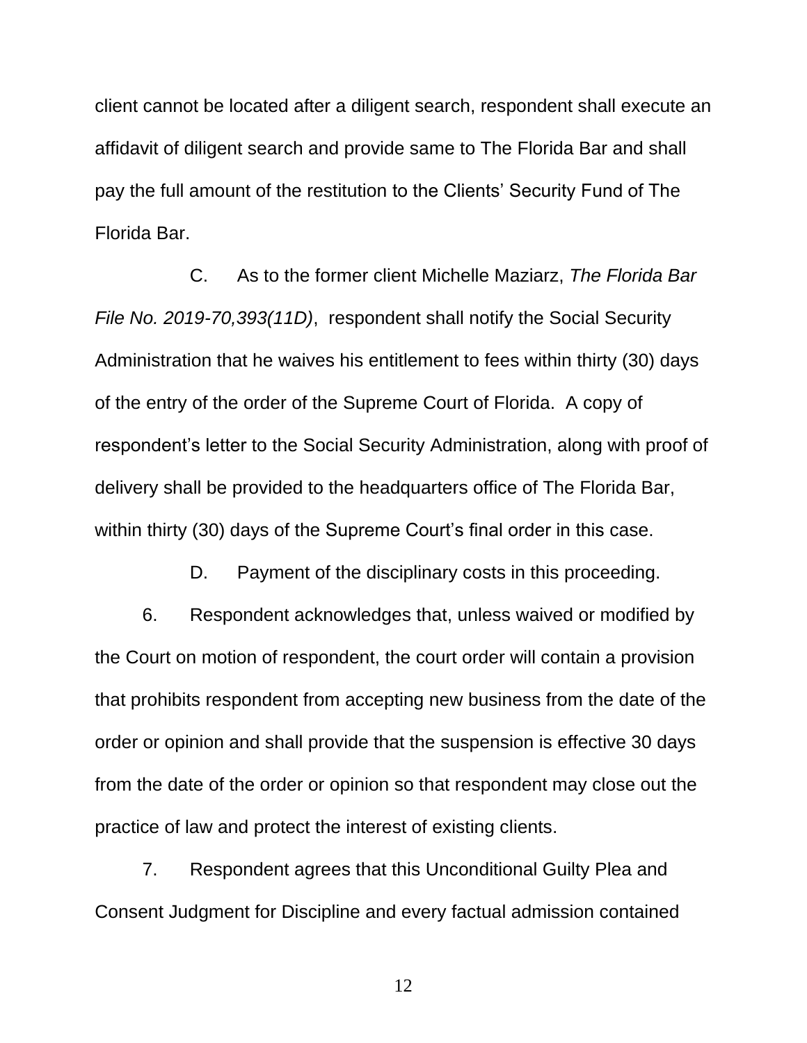client cannot be located after a diligent search, respondent shall execute an affidavit of diligent search and provide same to The Florida Bar and shall pay the full amount of the restitution to the Clients' Security Fund of The Florida Bar.

C. As to the former client Michelle Maziarz, *The Florida Bar File No. 2019-70,393(11D)*, respondent shall notify the Social Security Administration that he waives his entitlement to fees within thirty (30) days of the entry of the order of the Supreme Court of Florida. A copy of respondent's letter to the Social Security Administration, along with proof of delivery shall be provided to the headquarters office of The Florida Bar, within thirty (30) days of the Supreme Court's final order in this case.

D. Payment of the disciplinary costs in this proceeding.

6. Respondent acknowledges that, unless waived or modified by the Court on motion of respondent, the court order will contain a provision that prohibits respondent from accepting new business from the date of the order or opinion and shall provide that the suspension is effective 30 days from the date of the order or opinion so that respondent may close out the practice of law and protect the interest of existing clients.

7. Respondent agrees that this Unconditional Guilty Plea and Consent Judgment for Discipline and every factual admission contained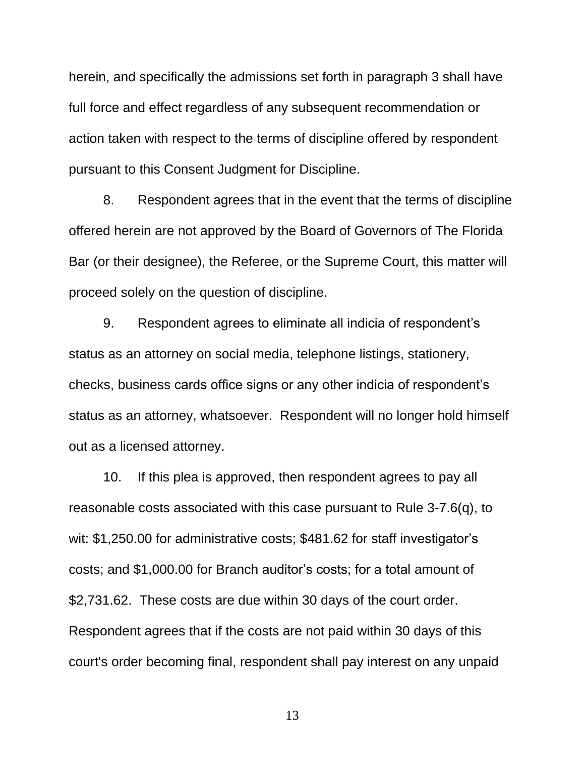herein, and specifically the admissions set forth in paragraph 3 shall have full force and effect regardless of any subsequent recommendation or action taken with respect to the terms of discipline offered by respondent pursuant to this Consent Judgment for Discipline.

8. Respondent agrees that in the event that the terms of discipline offered herein are not approved by the Board of Governors of The Florida Bar (or their designee), the Referee, or the Supreme Court, this matter will proceed solely on the question of discipline.

9. Respondent agrees to eliminate all indicia of respondent's status as an attorney on social media, telephone listings, stationery, checks, business cards office signs or any other indicia of respondent's status as an attorney, whatsoever. Respondent will no longer hold himself out as a licensed attorney.

10. If this plea is approved, then respondent agrees to pay all reasonable costs associated with this case pursuant to Rule 3-7.6(q), to wit: $1,250.00 for administrative costs; $481.62 for staff investigator's costs; and $1,000.00 for Branch auditor's costs; for a total amount of $2,731.62. These costs are due within 30 days of the court order. Respondent agrees that if the costs are not paid within 30 days of this court's order becoming final, respondent shall pay interest on any unpaid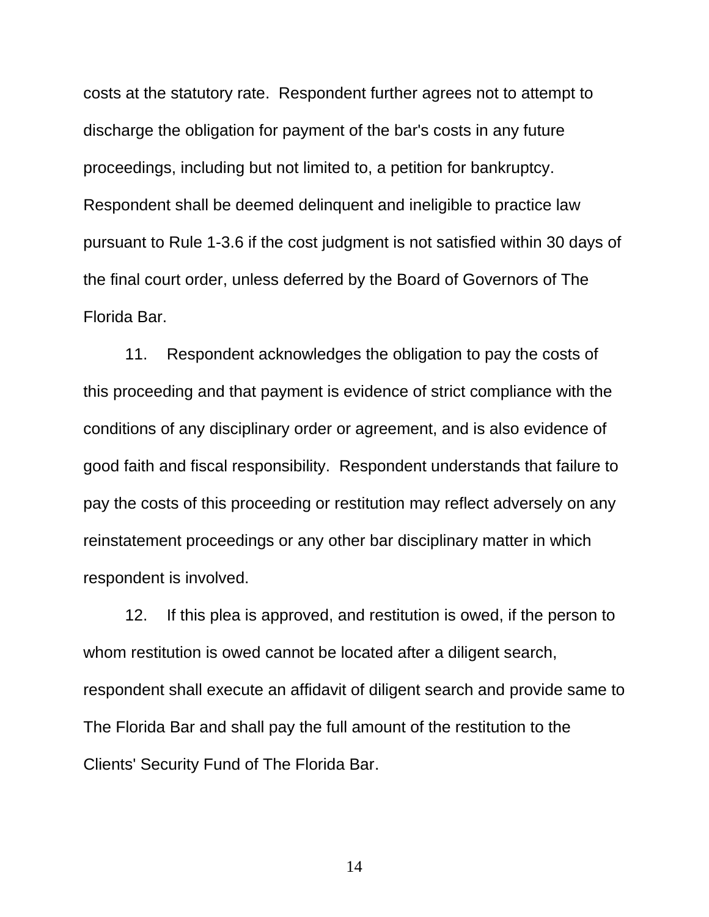costs at the statutory rate. Respondent further agrees not to attempt to discharge the obligation for payment of the bar's costs in any future proceedings, including but not limited to, a petition for bankruptcy. Respondent shall be deemed delinquent and ineligible to practice law pursuant to Rule 1-3.6 if the cost judgment is not satisfied within 30 days of the final court order, unless deferred by the Board of Governors of The Florida Bar.

11. Respondent acknowledges the obligation to pay the costs of this proceeding and that payment is evidence of strict compliance with the conditions of any disciplinary order or agreement, and is also evidence of good faith and fiscal responsibility. Respondent understands that failure to pay the costs of this proceeding or restitution may reflect adversely on any reinstatement proceedings or any other bar disciplinary matter in which respondent is involved.

12. If this plea is approved, and restitution is owed, if the person to whom restitution is owed cannot be located after a diligent search, respondent shall execute an affidavit of diligent search and provide same to The Florida Bar and shall pay the full amount of the restitution to the Clients' Security Fund of The Florida Bar.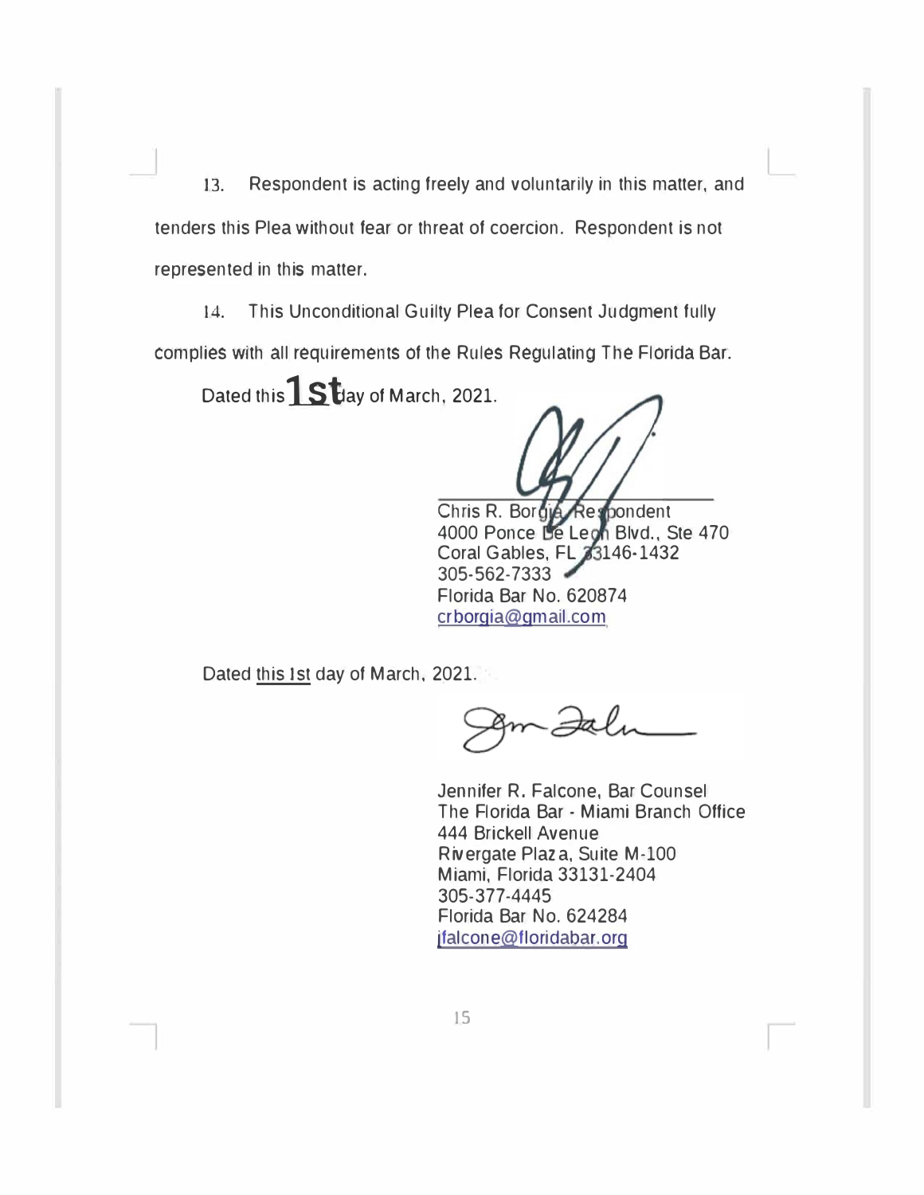13. Respondent is acting freely and voluntarily in this matter, and tenders this Plea without fear or threat of coercion. Respondent is not represented in this matter.

14. This Unconditional Guilty Plea for Consent Judgment fully complies with all requirements of the Rules Regulating The Florida Bar.

Dated this **1st** day of March, 2021.

Chris R. Borgia, Respondent
4000 Ponce De Leon Blvd., Ste 470
Coral Gables, FL 33146-1432
305-562-7333
Florida Bar No. 620874
crborgia@gmail.com

Dated this 1st day of March, 2021.

Jennifer R. Falcone, Bar Counsel
The Florida Bar - Miami Branch Office
444 Brickell Avenue
Rivergate Plaza, Suite M-100
Miami, Florida 33131-2404
305-377-4445
Florida Bar No. 624284
jfalcone@floridabar.org